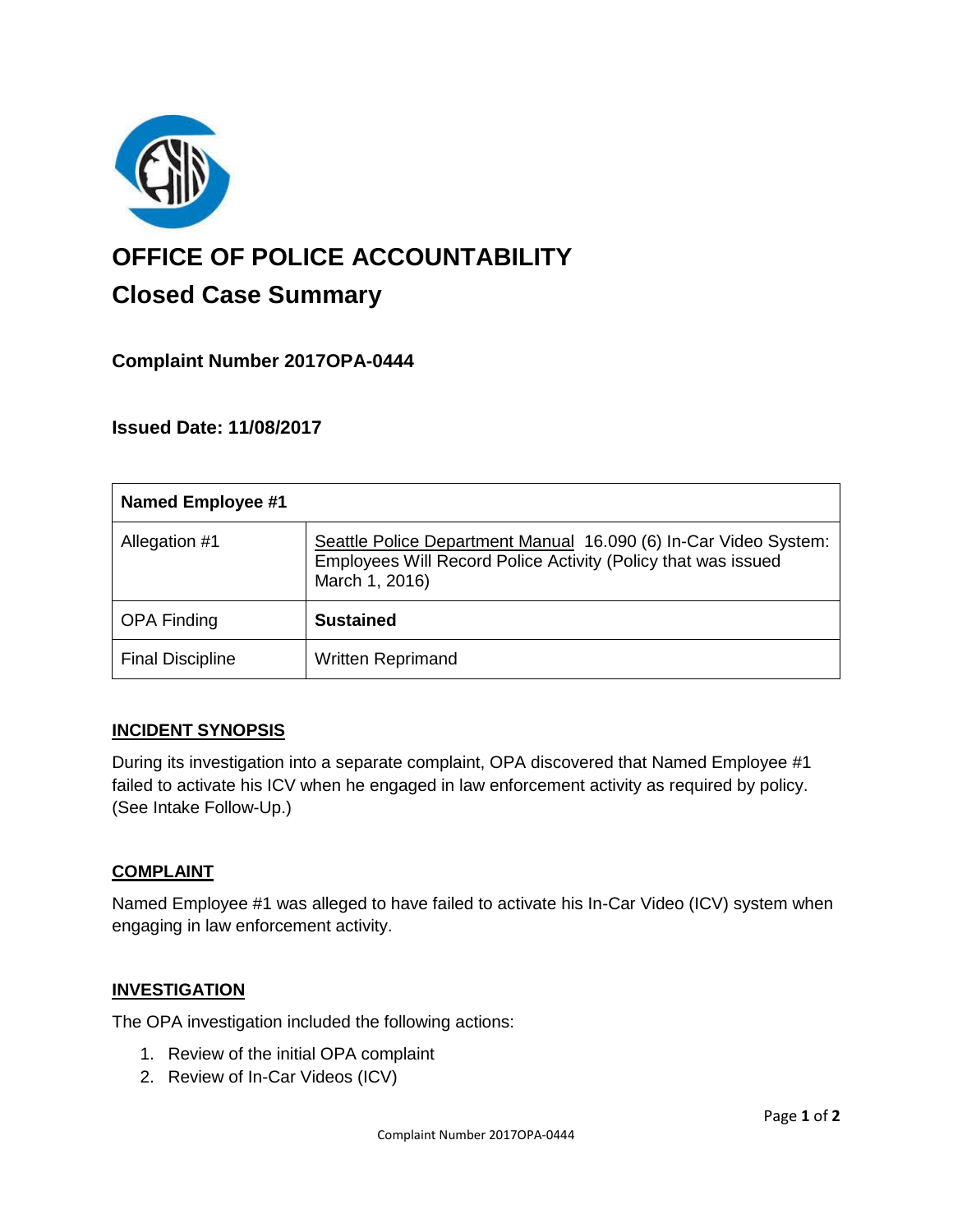# OFFICE OF POLICE ACCOUNTABILITY

## Closed Case Summary

### Complaint Number 2017OPA-0444

### Issued Date: 11/08/2017

| **Named Employee #1** | |
|---|---|
| Allegation #1 | Seattle Police Department Manual 16.090 (6) In-Car Video System: Employees Will Record Police Activity (Policy that was issued March 1, 2016) |
| OPA Finding | **Sustained** |
| Final Discipline | Written Reprimand |

#### INCIDENT SYNOPSIS

During its investigation into a separate complaint, OPA discovered that Named Employee #1 failed to activate his ICV when he engaged in law enforcement activity as required by policy. (See Intake Follow-Up.)

#### COMPLAINT

Named Employee #1 was alleged to have failed to activate his In-Car Video (ICV) system when engaging in law enforcement activity.

#### INVESTIGATION

The OPA investigation included the following actions:

1. Review of the initial OPA complaint
2. Review of In-Car Videos (ICV)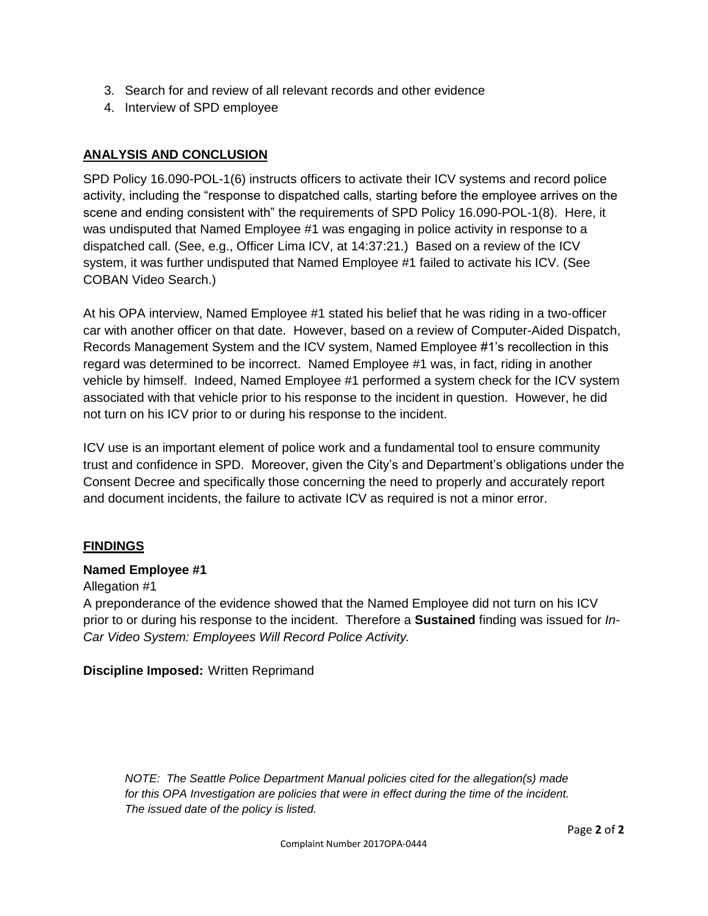3. Search for and review of all relevant records and other evidence
4. Interview of SPD employee

## ANALYSIS AND CONCLUSION

SPD Policy 16.090-POL-1(6) instructs officers to activate their ICV systems and record police activity, including the "response to dispatched calls, starting before the employee arrives on the scene and ending consistent with" the requirements of SPD Policy 16.090-POL-1(8). Here, it was undisputed that Named Employee #1 was engaging in police activity in response to a dispatched call. (See, e.g., Officer Lima ICV, at 14:37:21.) Based on a review of the ICV system, it was further undisputed that Named Employee #1 failed to activate his ICV. (See COBAN Video Search.)

At his OPA interview, Named Employee #1 stated his belief that he was riding in a two-officer car with another officer on that date. However, based on a review of Computer-Aided Dispatch, Records Management System and the ICV system, Named Employee #1's recollection in this regard was determined to be incorrect. Named Employee #1 was, in fact, riding in another vehicle by himself. Indeed, Named Employee #1 performed a system check for the ICV system associated with that vehicle prior to his response to the incident in question. However, he did not turn on his ICV prior to or during his response to the incident.

ICV use is an important element of police work and a fundamental tool to ensure community trust and confidence in SPD. Moreover, given the City's and Department's obligations under the Consent Decree and specifically those concerning the need to properly and accurately report and document incidents, the failure to activate ICV as required is not a minor error.

## FINDINGS

**Named Employee #1**

Allegation #1

A preponderance of the evidence showed that the Named Employee did not turn on his ICV prior to or during his response to the incident. Therefore a **Sustained** finding was issued for *In-Car Video System: Employees Will Record Police Activity.*

**Discipline Imposed:** Written Reprimand

*NOTE: The Seattle Police Department Manual policies cited for the allegation(s) made for this OPA Investigation are policies that were in effect during the time of the incident. The issued date of the policy is listed.*

Complaint Number 2017OPA-0444